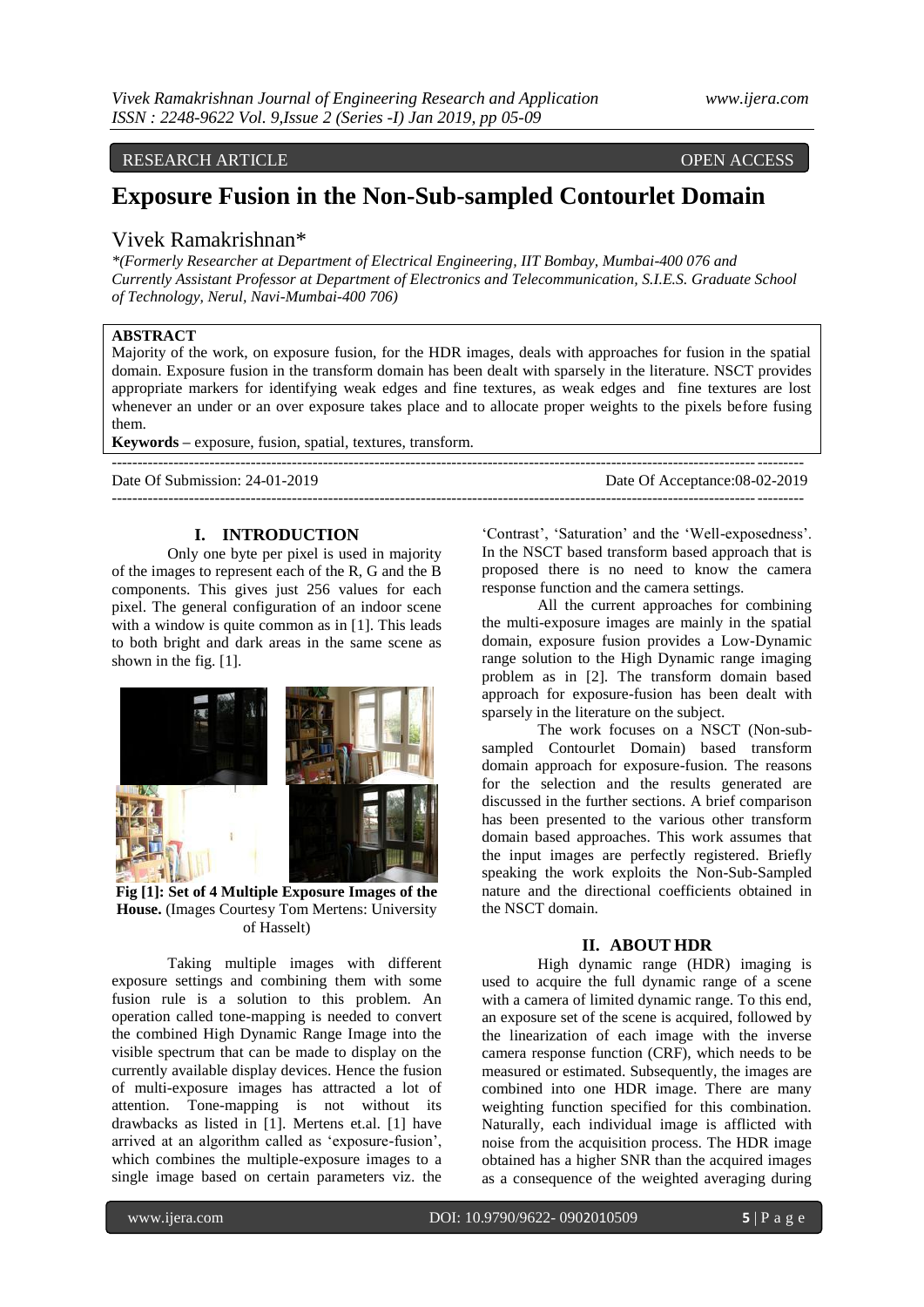RESEARCH ARTICLE OPEN ACCESS

# Exposure Fusion in the Non-Sub-sampled Contourlet Domain

## Vivek Ramakrishnan*

*\*(Formerly Researcher at Department of Electrical Engineering, IIT Bombay, Mumbai-400 076 and Currently Assistant Professor at Department of Electronics and Telecommunication, S.I.E.S. Graduate School of Technology, Nerul, Navi-Mumbai-400 706)*

**ABSTRACT**

Majority of the work, on exposure fusion, for the HDR images, deals with approaches for fusion in the spatial domain. Exposure fusion in the transform domain has been dealt with sparsely in the literature. NSCT provides appropriate markers for identifying weak edges and fine textures, as weak edges and fine textures are lost whenever an under or an over exposure takes place and to allocate proper weights to the pixels before fusing them.

**Keywords –** exposure, fusion, spatial, textures, transform.

Date Of Submission: 24-01-2019 Date Of Acceptance:08-02-2019

## I. INTRODUCTION

Only one byte per pixel is used in majority of the images to represent each of the R, G and the B components. This gives just 256 values for each pixel. The general configuration of an indoor scene with a window is quite common as in [1]. This leads to both bright and dark areas in the same scene as shown in the fig. [1].

**Fig [1]: Set of 4 Multiple Exposure Images of the House.** (Images Courtesy Tom Mertens: University of Hasselt)

Taking multiple images with different exposure settings and combining them with some fusion rule is a solution to this problem. An operation called tone-mapping is needed to convert the combined High Dynamic Range Image into the visible spectrum that can be made to display on the currently available display devices. Hence the fusion of multi-exposure images has attracted a lot of attention. Tone-mapping is not without its drawbacks as listed in [1]. Mertens et.al. [1] have arrived at an algorithm called as 'exposure-fusion', which combines the multiple-exposure images to a single image based on certain parameters viz. the 'Contrast', 'Saturation' and the 'Well-exposedness'. In the NSCT based transform based approach that is proposed there is no need to know the camera response function and the camera settings.

All the current approaches for combining the multi-exposure images are mainly in the spatial domain, exposure fusion provides a Low-Dynamic range solution to the High Dynamic range imaging problem as in [2]. The transform domain based approach for exposure-fusion has been dealt with sparsely in the literature on the subject.

The work focuses on a NSCT (Non-sub-sampled Contourlet Domain) based transform domain approach for exposure-fusion. The reasons for the selection and the results generated are discussed in the further sections. A brief comparison has been presented to the various other transform domain based approaches. This work assumes that the input images are perfectly registered. Briefly speaking the work exploits the Non-Sub-Sampled nature and the directional coefficients obtained in the NSCT domain.

## II. ABOUT HDR

High dynamic range (HDR) imaging is used to acquire the full dynamic range of a scene with a camera of limited dynamic range. To this end, an exposure set of the scene is acquired, followed by the linearization of each image with the inverse camera response function (CRF), which needs to be measured or estimated. Subsequently, the images are combined into one HDR image. There are many weighting function specified for this combination. Naturally, each individual image is afflicted with noise from the acquisition process. The HDR image obtained has a higher SNR than the acquired images as a consequence of the weighted averaging during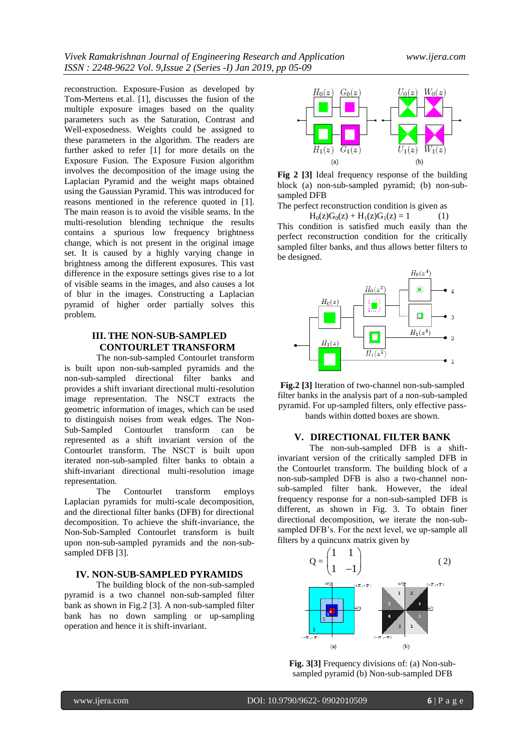reconstruction. Exposure-Fusion as developed by Tom-Mertens et.al. [1], discusses the fusion of the multiple exposure images based on the quality parameters such as the Saturation, Contrast and Well-exposedness. Weights could be assigned to these parameters in the algorithm. The readers are further asked to refer [1] for more details on the Exposure Fusion. The Exposure Fusion algorithm involves the decomposition of the image using the Laplacian Pyramid and the weight maps obtained using the Gaussian Pyramid. This was introduced for reasons mentioned in the reference quoted in [1]. The main reason is to avoid the visible seams. In the multi-resolution blending technique the results contains a spurious low frequency brightness change, which is not present in the original image set. It is caused by a highly varying change in brightness among the different exposures. This vast difference in the exposure settings gives rise to a lot of visible seams in the images, and also causes a lot of blur in the images. Constructing a Laplacian pyramid of higher order partially solves this problem.

## III. THE NON-SUB-SAMPLED CONTOURLET TRANSFORM

The non-sub-sampled Contourlet transform is built upon non-sub-sampled pyramids and the non-sub-sampled directional filter banks and provides a shift invariant directional multi-resolution image representation. The NSCT extracts the geometric information of images, which can be used to distinguish noises from weak edges. The Non-Sub-Sampled Contourlet transform can be represented as a shift invariant version of the Contourlet transform. The NSCT is built upon iterated non-sub-sampled filter banks to obtain a shift-invariant directional multi-resolution image representation.

The Contourlet transform employs Laplacian pyramids for multi-scale decomposition, and the directional filter banks (DFB) for directional decomposition. To achieve the shift-invariance, the Non-Sub-Sampled Contourlet transform is built upon non-sub-sampled pyramids and the non-sub-sampled DFB [3].

## IV. NON-SUB-SAMPLED PYRAMIDS

The building block of the non-sub-sampled pyramid is a two channel non-sub-sampled filter bank as shown in Fig.2 [3]. A non-sub-sampled filter bank has no down sampling or up-sampling operation and hence it is shift-invariant.

**Fig 2 [3]** Ideal frequency response of the building block (a) non-sub-sampled pyramid; (b) non-sub-sampled DFB

The perfect reconstruction condition is given as

$$H_0(z)G_0(z) + H_1(z)G_1(z) = 1 \qquad (1)$$

This condition is satisfied much easily than the perfect reconstruction condition for the critically sampled filter banks, and thus allows better filters to be designed.

**Fig.2 [3]** Iteration of two-channel non-sub-sampled filter banks in the analysis part of a non-sub-sampled pyramid. For up-sampled filters, only effective pass-bands within dotted boxes are shown.

## V. DIRECTIONAL FILTER BANK

The non-sub-sampled DFB is a shift-invariant version of the critically sampled DFB in the Contourlet transform. The building block of a non-sub-sampled DFB is also a two-channel non-sub-sampled filter bank. However, the ideal frequency response for a non-sub-sampled DFB is different, as shown in Fig. 3. To obtain finer directional decomposition, we iterate the non-sub-sampled DFB's. For the next level, we up-sample all filters by a quincunx matrix given by

$$Q = \begin{pmatrix} 1 & 1 \\ 1 & -1 \end{pmatrix} \qquad (2)$$

**Fig. 3[3]** Frequency divisions of: (a) Non-sub-sampled pyramid (b) Non-sub-sampled DFB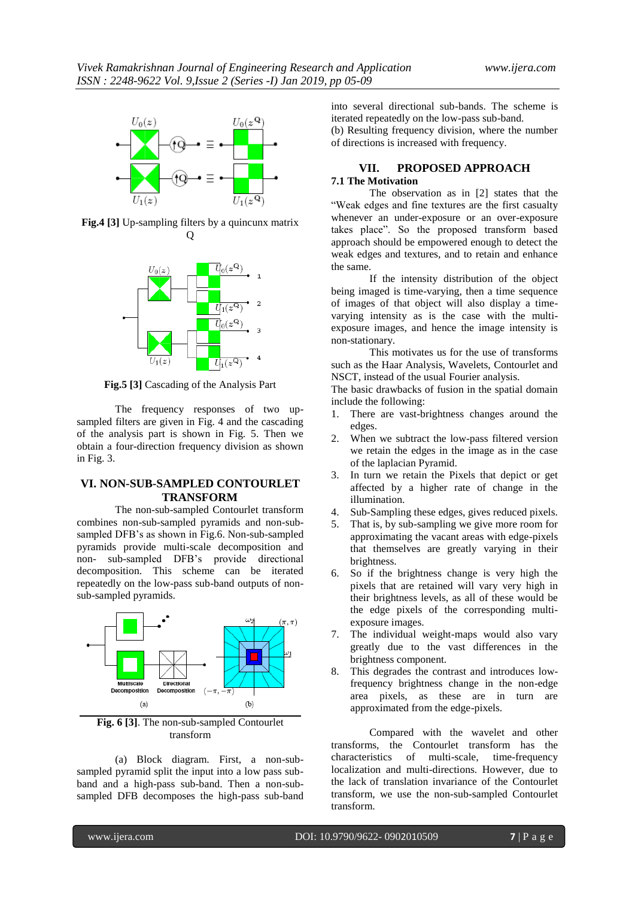Fig.4 [3] Up-sampling filters by a quincunx matrix Q

Fig.5 [3] Cascading of the Analysis Part

The frequency responses of two up-sampled filters are given in Fig. 4 and the cascading of the analysis part is shown in Fig. 5. Then we obtain a four-direction frequency division as shown in Fig. 3.

## VI. NON-SUB-SAMPLED CONTOURLET TRANSFORM

The non-sub-sampled Contourlet transform combines non-sub-sampled pyramids and non-sub-sampled DFB's as shown in Fig.6. Non-sub-sampled pyramids provide multi-scale decomposition and non- sub-sampled DFB's provide directional decomposition. This scheme can be iterated repeatedly on the low-pass sub-band outputs of non-sub-sampled pyramids.

Fig. 6 [3]. The non-sub-sampled Contourlet transform

(a) Block diagram. First, a non-sub-sampled pyramid split the input into a low pass sub-band and a high-pass sub-band. Then a non-sub-sampled DFB decomposes the high-pass sub-band into several directional sub-bands. The scheme is iterated repeatedly on the low-pass sub-band.
(b) Resulting frequency division, where the number of directions is increased with frequency.

## VII. PROPOSED APPROACH

### 7.1 The Motivation

The observation as in [2] states that the "Weak edges and fine textures are the first casualty whenever an under-exposure or an over-exposure takes place". So the proposed transform based approach should be empowered enough to detect the weak edges and textures, and to retain and enhance the same.

If the intensity distribution of the object being imaged is time-varying, then a time sequence of images of that object will also display a time-varying intensity as is the case with the multi-exposure images, and hence the image intensity is non-stationary.

This motivates us for the use of transforms such as the Haar Analysis, Wavelets, Contourlet and NSCT, instead of the usual Fourier analysis.
The basic drawbacks of fusion in the spatial domain include the following:

1. There are vast-brightness changes around the edges.
2. When we subtract the low-pass filtered version we retain the edges in the image as in the case of the laplacian Pyramid.
3. In turn we retain the Pixels that depict or get affected by a higher rate of change in the illumination.
4. Sub-Sampling these edges, gives reduced pixels.
5. That is, by sub-sampling we give more room for approximating the vacant areas with edge-pixels that themselves are greatly varying in their brightness.
6. So if the brightness change is very high the pixels that are retained will vary very high in their brightness levels, as all of these would be the edge pixels of the corresponding multi-exposure images.
7. The individual weight-maps would also vary greatly due to the vast differences in the brightness component.
8. This degrades the contrast and introduces low-frequency brightness change in the non-edge area pixels, as these are in turn are approximated from the edge-pixels.

Compared with the wavelet and other transforms, the Contourlet transform has the characteristics of multi-scale, time-frequency localization and multi-directions. However, due to the lack of translation invariance of the Contourlet transform, we use the non-sub-sampled Contourlet transform.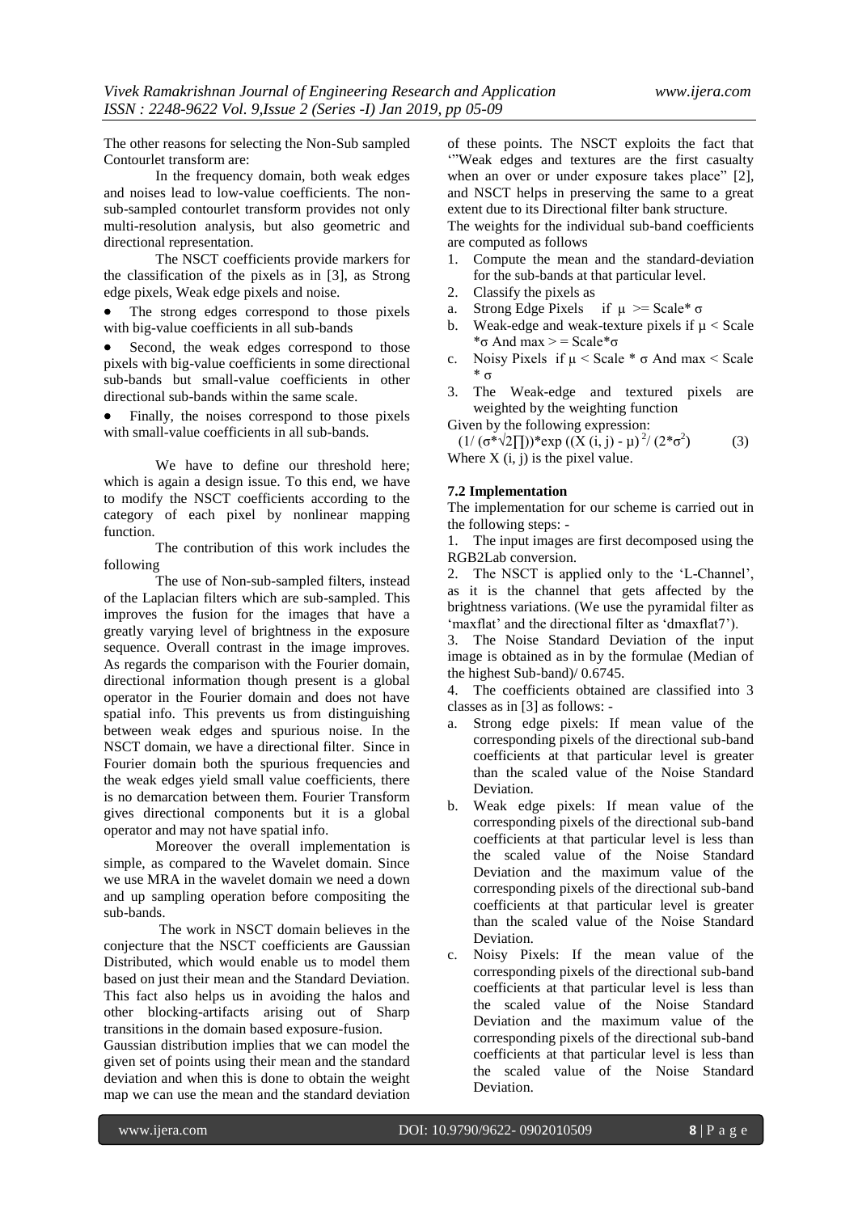The other reasons for selecting the Non-Sub sampled Contourlet transform are:

In the frequency domain, both weak edges and noises lead to low-value coefficients. The non-sub-sampled contourlet transform provides not only multi-resolution analysis, but also geometric and directional representation.

The NSCT coefficients provide markers for the classification of the pixels as in [3], as Strong edge pixels, Weak edge pixels and noise.

- The strong edges correspond to those pixels with big-value coefficients in all sub-bands
- Second, the weak edges correspond to those pixels with big-value coefficients in some directional sub-bands but small-value coefficients in other directional sub-bands within the same scale.
- Finally, the noises correspond to those pixels with small-value coefficients in all sub-bands.

We have to define our threshold here; which is again a design issue. To this end, we have to modify the NSCT coefficients according to the category of each pixel by nonlinear mapping function.

The contribution of this work includes the following

The use of Non-sub-sampled filters, instead of the Laplacian filters which are sub-sampled. This improves the fusion for the images that have a greatly varying level of brightness in the exposure sequence. Overall contrast in the image improves. As regards the comparison with the Fourier domain, directional information though present is a global operator in the Fourier domain and does not have spatial info. This prevents us from distinguishing between weak edges and spurious noise. In the NSCT domain, we have a directional filter. Since in Fourier domain both the spurious frequencies and the weak edges yield small value coefficients, there is no demarcation between them. Fourier Transform gives directional components but it is a global operator and may not have spatial info.

Moreover the overall implementation is simple, as compared to the Wavelet domain. Since we use MRA in the wavelet domain we need a down and up sampling operation before compositing the sub-bands.

The work in NSCT domain believes in the conjecture that the NSCT coefficients are Gaussian Distributed, which would enable us to model them based on just their mean and the Standard Deviation. This fact also helps us in avoiding the halos and other blocking-artifacts arising out of Sharp transitions in the domain based exposure-fusion.

Gaussian distribution implies that we can model the given set of points using their mean and the standard deviation and when this is done to obtain the weight map we can use the mean and the standard deviation of these points. The NSCT exploits the fact that '"Weak edges and textures are the first casualty when an over or under exposure takes place" [2], and NSCT helps in preserving the same to a great extent due to its Directional filter bank structure.

The weights for the individual sub-band coefficients are computed as follows

1. Compute the mean and the standard-deviation for the sub-bands at that particular level.
2. Classify the pixels as
   a. Strong Edge Pixels if $\mu >= \text{Scale} * \sigma$
   b. Weak-edge and weak-texture pixels if $\mu < \text{Scale} * \sigma$ And $\max >= \text{Scale} * \sigma$
   c. Noisy Pixels if $\mu < \text{Scale} * \sigma$ And $\max < \text{Scale} * \sigma$
3. The Weak-edge and textured pixels are weighted by the weighting function

Given by the following expression:

$$(1/(\sigma*\sqrt{2\prod}))*\exp((X(i,j)-\mu)^2/(2*\sigma^2)) \quad (3)$$

Where $X(i, j)$ is the pixel value.

### 7.2 Implementation

The implementation for our scheme is carried out in the following steps: -

1. The input images are first decomposed using the RGB2Lab conversion.
2. The NSCT is applied only to the 'L-Channel', as it is the channel that gets affected by the brightness variations. (We use the pyramidal filter as 'maxflat' and the directional filter as 'dmaxflat7').
3. The Noise Standard Deviation of the input image is obtained as in by the formulae (Median of the highest Sub-band)/ 0.6745.
4. The coefficients obtained are classified into 3 classes as in [3] as follows: -
   a. Strong edge pixels: If mean value of the corresponding pixels of the directional sub-band coefficients at that particular level is greater than the scaled value of the Noise Standard Deviation.
   b. Weak edge pixels: If mean value of the corresponding pixels of the directional sub-band coefficients at that particular level is less than the scaled value of the Noise Standard Deviation and the maximum value of the corresponding pixels of the directional sub-band coefficients at that particular level is greater than the scaled value of the Noise Standard Deviation.
   c. Noisy Pixels: If the mean value of the corresponding pixels of the directional sub-band coefficients at that particular level is less than the scaled value of the Noise Standard Deviation and the maximum value of the corresponding pixels of the directional sub-band coefficients at that particular level is less than the scaled value of the Noise Standard Deviation.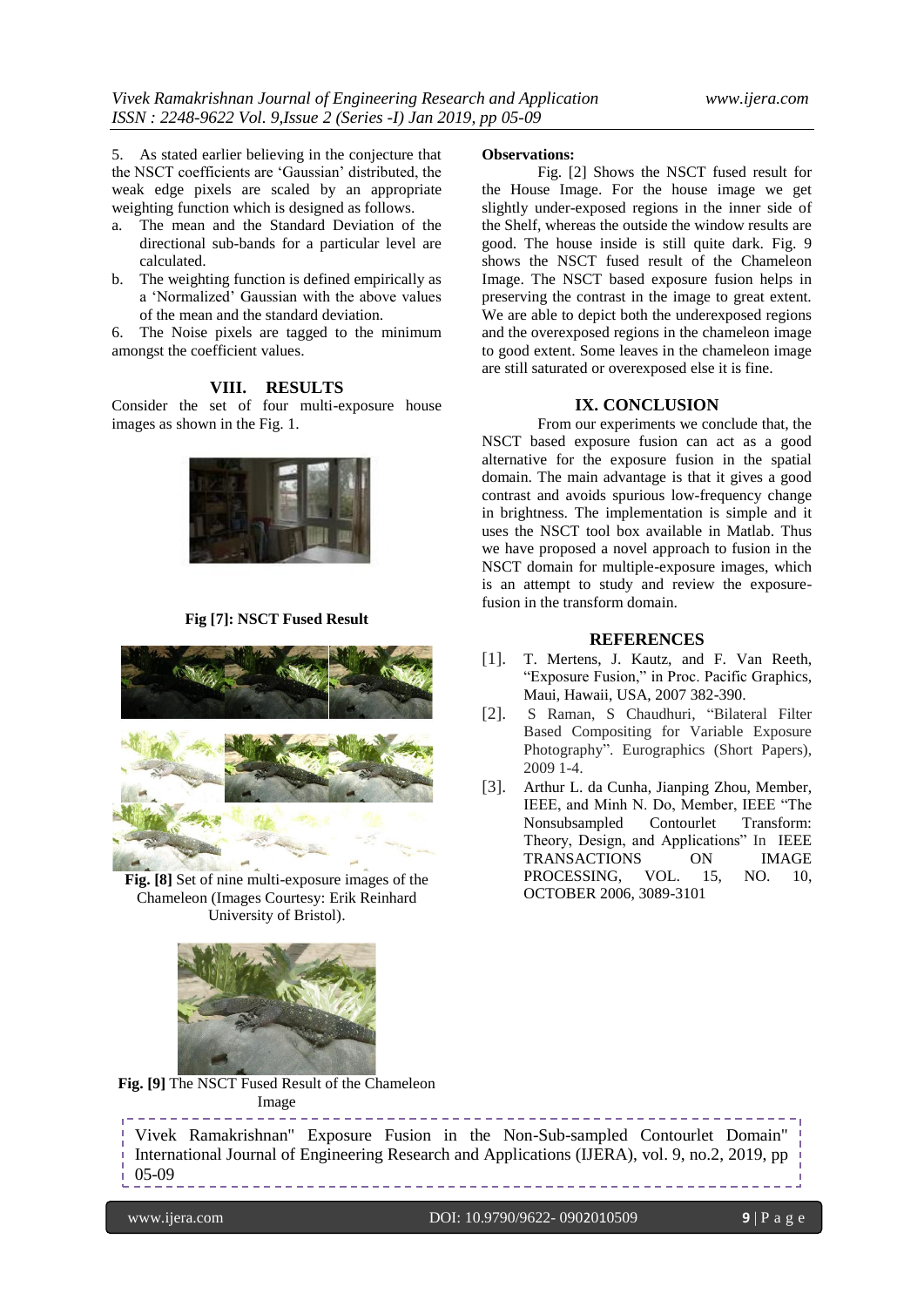5. As stated earlier believing in the conjecture that the NSCT coefficients are 'Gaussian' distributed, the weak edge pixels are scaled by an appropriate weighting function which is designed as follows.

a. The mean and the Standard Deviation of the directional sub-bands for a particular level are calculated.
b. The weighting function is defined empirically as a 'Normalized' Gaussian with the above values of the mean and the standard deviation.

6. The Noise pixels are tagged to the minimum amongst the coefficient values.

## VIII. RESULTS

Consider the set of four multi-exposure house images as shown in the Fig. 1.

**Fig [7]: NSCT Fused Result**

**Fig. [8]** Set of nine multi-exposure images of the Chameleon (Images Courtesy: Erik Reinhard University of Bristol).

**Fig. [9]** The NSCT Fused Result of the Chameleon Image

**Observations:**

Fig. [2] Shows the NSCT fused result for the House Image. For the house image we get slightly under-exposed regions in the inner side of the Shelf, whereas the outside the window results are good. The house inside is still quite dark. Fig. 9 shows the NSCT fused result of the Chameleon Image. The NSCT based exposure fusion helps in preserving the contrast in the image to great extent. We are able to depict both the underexposed regions and the overexposed regions in the chameleon image to good extent. Some leaves in the chameleon image are still saturated or overexposed else it is fine.

## IX. CONCLUSION

From our experiments we conclude that, the NSCT based exposure fusion can act as a good alternative for the exposure fusion in the spatial domain. The main advantage is that it gives a good contrast and avoids spurious low-frequency change in brightness. The implementation is simple and it uses the NSCT tool box available in Matlab. Thus we have proposed a novel approach to fusion in the NSCT domain for multiple-exposure images, which is an attempt to study and review the exposure-fusion in the transform domain.

## REFERENCES

[1]. T. Mertens, J. Kautz, and F. Van Reeth, "Exposure Fusion," in Proc. Pacific Graphics, Maui, Hawaii, USA, 2007 382-390.

[2]. S Raman, S Chaudhuri, "Bilateral Filter Based Compositing for Variable Exposure Photography". Eurographics (Short Papers), 2009 1-4.

[3]. Arthur L. da Cunha, Jianping Zhou, Member, IEEE, and Minh N. Do, Member, IEEE "The Nonsubsampled Contourlet Transform: Theory, Design, and Applications" In IEEE TRANSACTIONS ON IMAGE PROCESSING, VOL. 15, NO. 10, OCTOBER 2006, 3089-3101

Vivek Ramakrishnan" Exposure Fusion in the Non-Sub-sampled Contourlet Domain" International Journal of Engineering Research and Applications (IJERA), vol. 9, no.2, 2019, pp 05-09